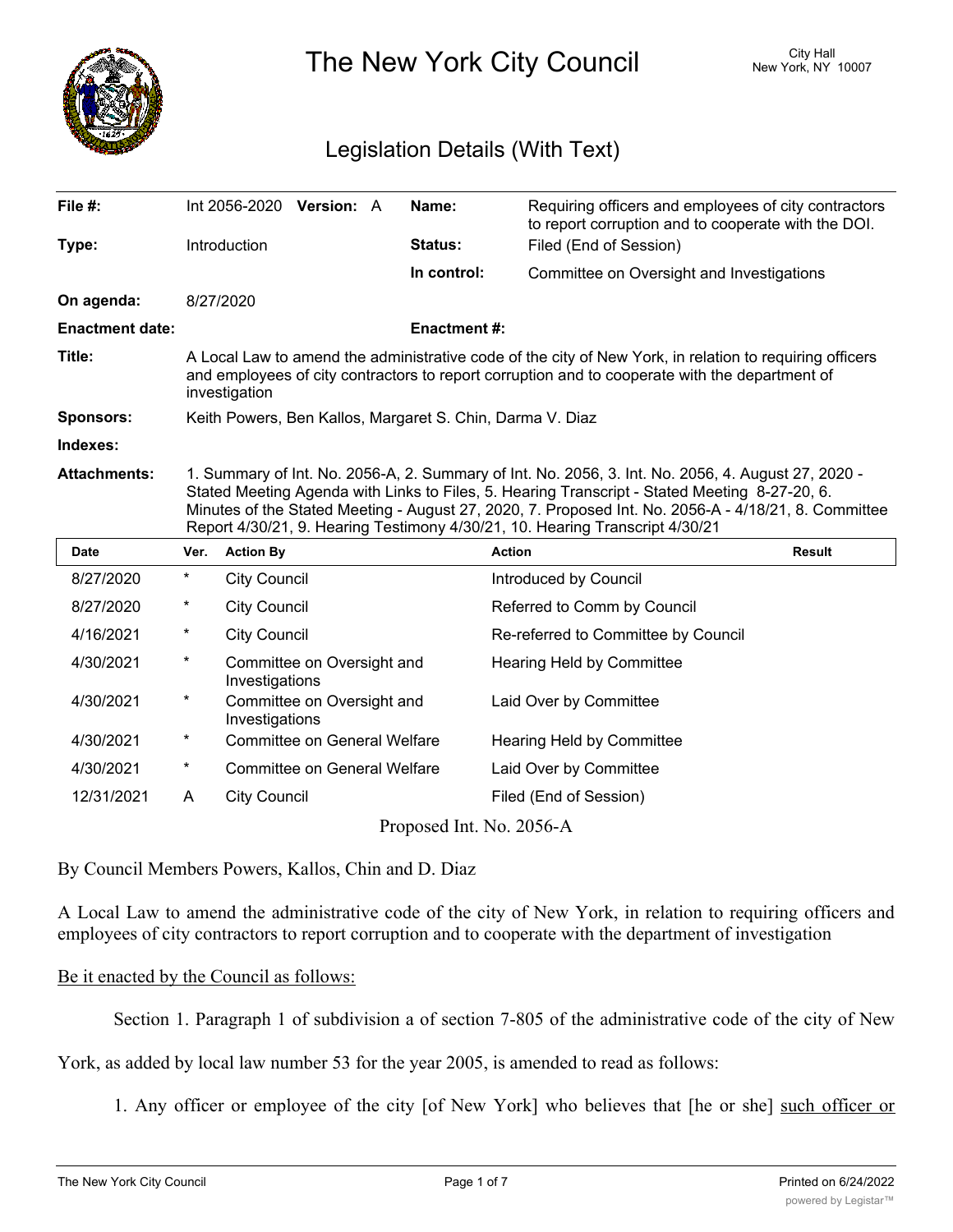# The New York City Council

City Hall
New York, NY 10007

## Legislation Details (With Text)

| | | | |
|---|---|---|---|
| **File #:** | Int 2056-2020 **Version:** A | **Name:** | Requiring officers and employees of city contractors to report corruption and to cooperate with the DOI. |
| **Type:** | Introduction | **Status:** | Filed (End of Session) |
| | | **In control:** | Committee on Oversight and Investigations |
| **On agenda:** | 8/27/2020 | | |
| **Enactment date:** | | **Enactment #:** | |

**Title:** A Local Law to amend the administrative code of the city of New York, in relation to requiring officers and employees of city contractors to report corruption and to cooperate with the department of investigation

**Sponsors:** Keith Powers, Ben Kallos, Margaret S. Chin, Darma V. Diaz

**Indexes:**

**Attachments:** 1. Summary of Int. No. 2056-A, 2. Summary of Int. No. 2056, 3. Int. No. 2056, 4. August 27, 2020 - Stated Meeting Agenda with Links to Files, 5. Hearing Transcript - Stated Meeting 8-27-20, 6. Minutes of the Stated Meeting - August 27, 2020, 7. Proposed Int. No. 2056-A - 4/18/21, 8. Committee Report 4/30/21, 9. Hearing Testimony 4/30/21, 10. Hearing Transcript 4/30/21

| Date | Ver. | Action By | Action | Result |
|---|---|---|---|---|
| 8/27/2020 | * | City Council | Introduced by Council | |
| 8/27/2020 | * | City Council | Referred to Comm by Council | |
| 4/16/2021 | * | City Council | Re-referred to Committee by Council | |
| 4/30/2021 | * | Committee on Oversight and Investigations | Hearing Held by Committee | |
| 4/30/2021 | * | Committee on Oversight and Investigations | Laid Over by Committee | |
| 4/30/2021 | * | Committee on General Welfare | Hearing Held by Committee | |
| 4/30/2021 | * | Committee on General Welfare | Laid Over by Committee | |
| 12/31/2021 | A | City Council | Filed (End of Session) | |

Proposed Int. No. 2056-A

By Council Members Powers, Kallos, Chin and D. Diaz

A Local Law to amend the administrative code of the city of New York, in relation to requiring officers and employees of city contractors to report corruption and to cooperate with the department of investigation

Be it enacted by the Council as follows:

Section 1. Paragraph 1 of subdivision a of section 7-805 of the administrative code of the city of New York, as added by local law number 53 for the year 2005, is amended to read as follows:

1. Any officer or employee of the city [of New York] who believes that [he or she] such officer or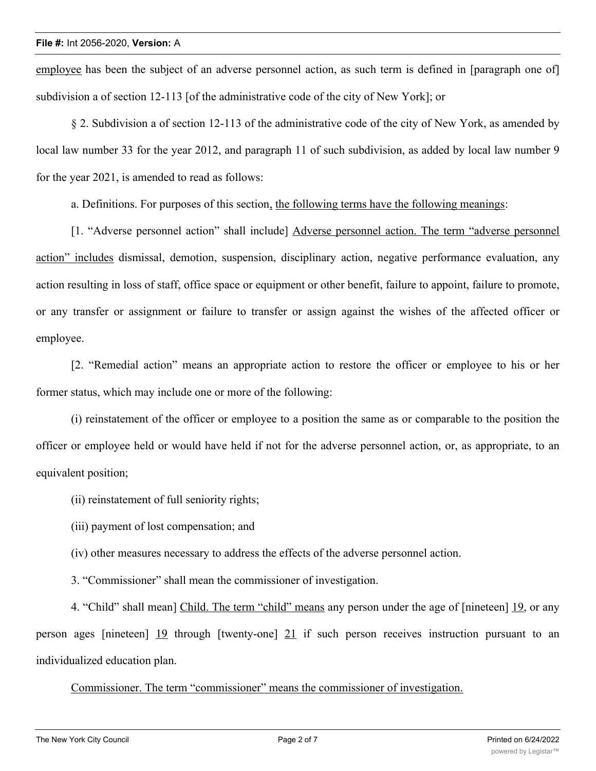employee has been the subject of an adverse personnel action, as such term is defined in [paragraph one of] subdivision a of section 12-113 [of the administrative code of the city of New York]; or

§ 2. Subdivision a of section 12-113 of the administrative code of the city of New York, as amended by local law number 33 for the year 2012, and paragraph 11 of such subdivision, as added by local law number 9 for the year 2021, is amended to read as follows:

a. Definitions. For purposes of this section, the following terms have the following meanings:

[1. "Adverse personnel action" shall include] Adverse personnel action. The term "adverse personnel action" includes dismissal, demotion, suspension, disciplinary action, negative performance evaluation, any action resulting in loss of staff, office space or equipment or other benefit, failure to appoint, failure to promote, or any transfer or assignment or failure to transfer or assign against the wishes of the affected officer or employee.

[2. "Remedial action" means an appropriate action to restore the officer or employee to his or her former status, which may include one or more of the following:

(i) reinstatement of the officer or employee to a position the same as or comparable to the position the officer or employee held or would have held if not for the adverse personnel action, or, as appropriate, to an equivalent position;

(ii) reinstatement of full seniority rights;

(iii) payment of lost compensation; and

(iv) other measures necessary to address the effects of the adverse personnel action.

3. "Commissioner" shall mean the commissioner of investigation.

4. "Child" shall mean] Child. The term "child" means any person under the age of [nineteen] 19, or any person ages [nineteen] 19 through [twenty-one] 21 if such person receives instruction pursuant to an individualized education plan.

Commissioner. The term "commissioner" means the commissioner of investigation.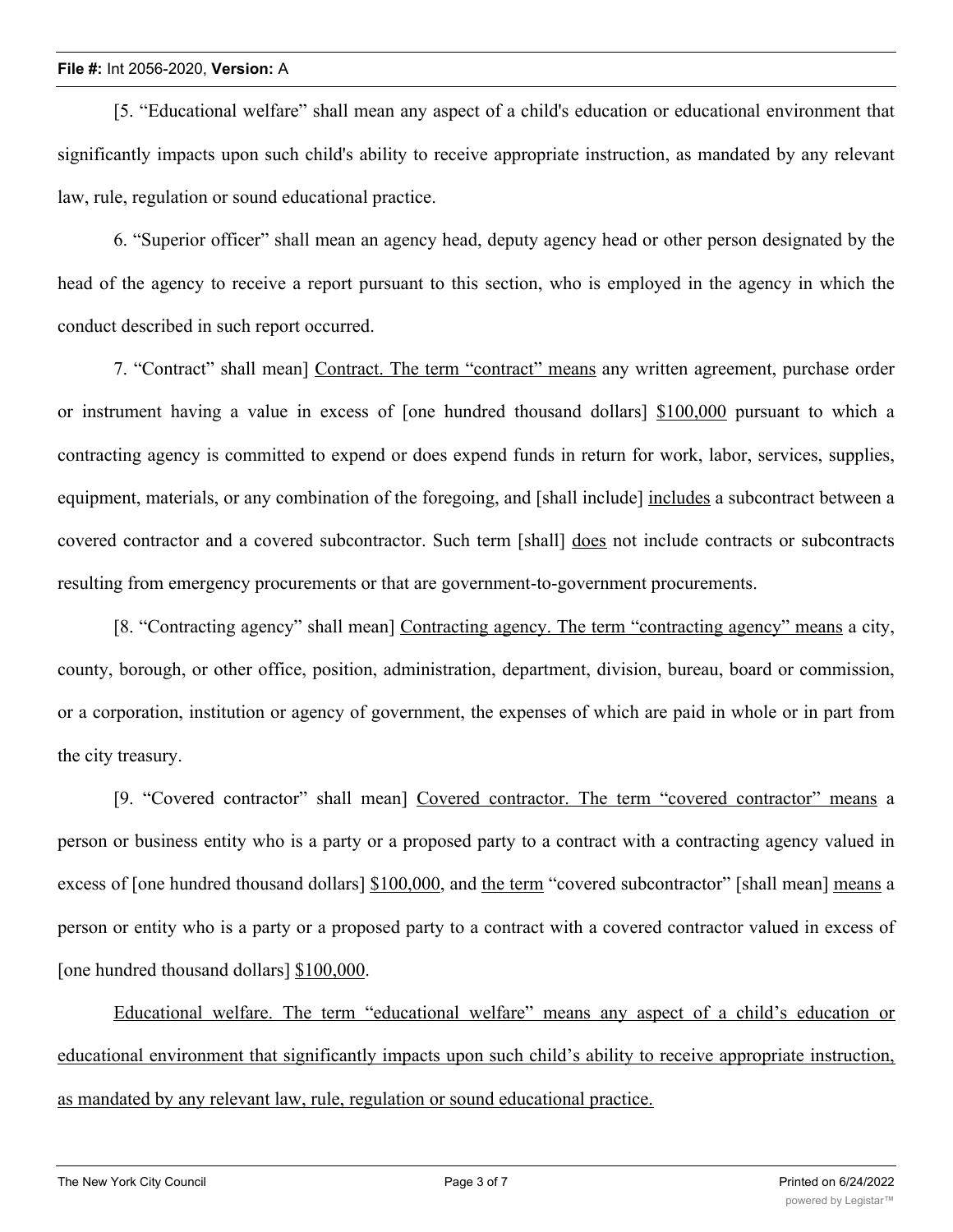[5. "Educational welfare" shall mean any aspect of a child's education or educational environment that significantly impacts upon such child's ability to receive appropriate instruction, as mandated by any relevant law, rule, regulation or sound educational practice.

6. "Superior officer" shall mean an agency head, deputy agency head or other person designated by the head of the agency to receive a report pursuant to this section, who is employed in the agency in which the conduct described in such report occurred.

7. "Contract" shall mean] Contract. The term "contract" means any written agreement, purchase order or instrument having a value in excess of [one hundred thousand dollars] $100,000 pursuant to which a contracting agency is committed to expend or does expend funds in return for work, labor, services, supplies, equipment, materials, or any combination of the foregoing, and [shall include] includes a subcontract between a covered contractor and a covered subcontractor. Such term [shall] does not include contracts or subcontracts resulting from emergency procurements or that are government-to-government procurements.

[8. "Contracting agency" shall mean] Contracting agency. The term "contracting agency" means a city, county, borough, or other office, position, administration, department, division, bureau, board or commission, or a corporation, institution or agency of government, the expenses of which are paid in whole or in part from the city treasury.

[9. "Covered contractor" shall mean] Covered contractor. The term "covered contractor" means a person or business entity who is a party or a proposed party to a contract with a contracting agency valued in excess of [one hundred thousand dollars] $100,000, and the term "covered subcontractor" [shall mean] means a person or entity who is a party or a proposed party to a contract with a covered contractor valued in excess of [one hundred thousand dollars] $100,000.

Educational welfare. The term "educational welfare" means any aspect of a child's education or educational environment that significantly impacts upon such child's ability to receive appropriate instruction, as mandated by any relevant law, rule, regulation or sound educational practice.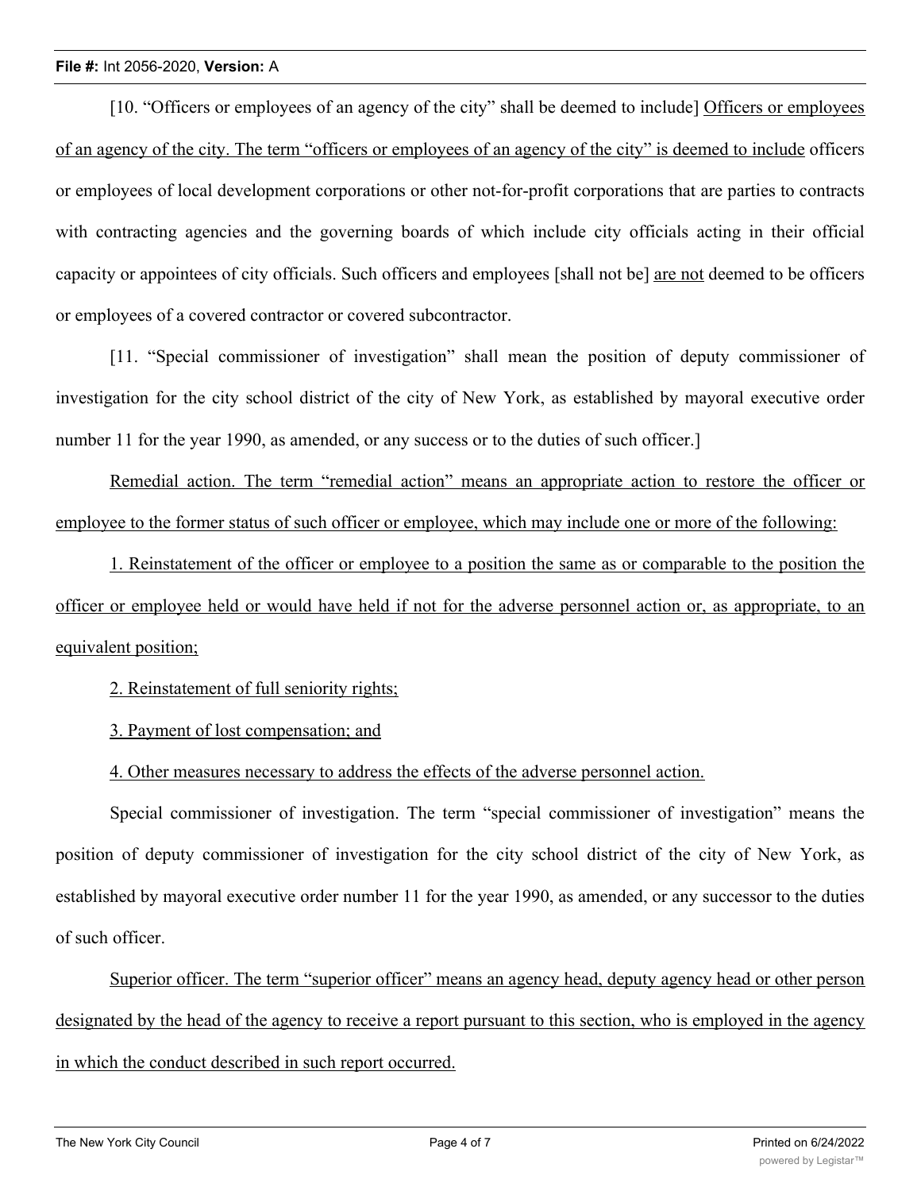[10. "Officers or employees of an agency of the city" shall be deemed to include] Officers or employees of an agency of the city. The term "officers or employees of an agency of the city" is deemed to include officers or employees of local development corporations or other not-for-profit corporations that are parties to contracts with contracting agencies and the governing boards of which include city officials acting in their official capacity or appointees of city officials. Such officers and employees [shall not be] are not deemed to be officers or employees of a covered contractor or covered subcontractor.

[11. "Special commissioner of investigation" shall mean the position of deputy commissioner of investigation for the city school district of the city of New York, as established by mayoral executive order number 11 for the year 1990, as amended, or any success or to the duties of such officer.]

Remedial action. The term "remedial action" means an appropriate action to restore the officer or employee to the former status of such officer or employee, which may include one or more of the following:

1. Reinstatement of the officer or employee to a position the same as or comparable to the position the officer or employee held or would have held if not for the adverse personnel action or, as appropriate, to an equivalent position;

2. Reinstatement of full seniority rights;

3. Payment of lost compensation; and

4. Other measures necessary to address the effects of the adverse personnel action.

Special commissioner of investigation. The term "special commissioner of investigation" means the position of deputy commissioner of investigation for the city school district of the city of New York, as established by mayoral executive order number 11 for the year 1990, as amended, or any successor to the duties of such officer.

Superior officer. The term "superior officer" means an agency head, deputy agency head or other person designated by the head of the agency to receive a report pursuant to this section, who is employed in the agency in which the conduct described in such report occurred.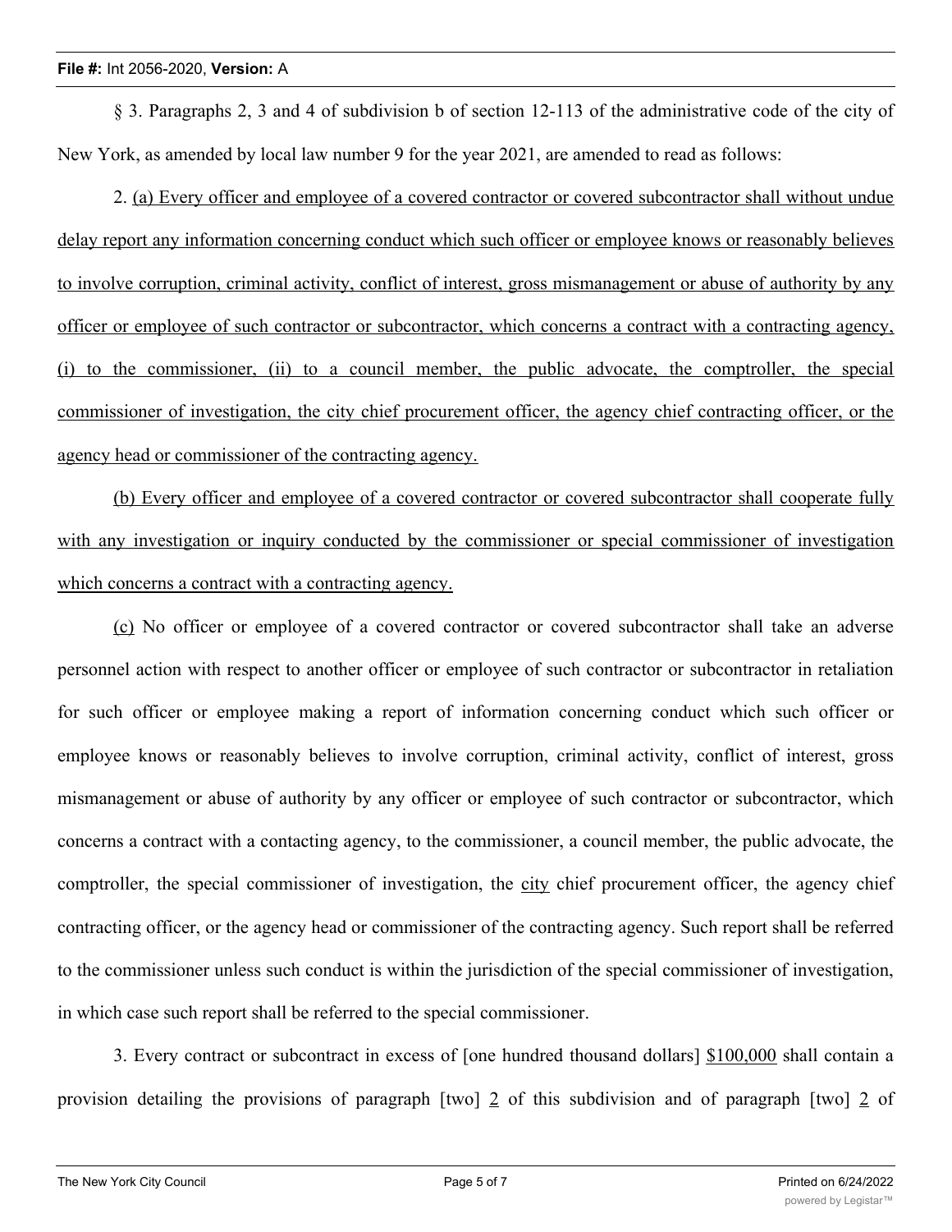§ 3. Paragraphs 2, 3 and 4 of subdivision b of section 12-113 of the administrative code of the city of New York, as amended by local law number 9 for the year 2021, are amended to read as follows:

2. <u>(a) Every officer and employee of a covered contractor or covered subcontractor shall without undue delay report any information concerning conduct which such officer or employee knows or reasonably believes to involve corruption, criminal activity, conflict of interest, gross mismanagement or abuse of authority by any officer or employee of such contractor or subcontractor, which concerns a contract with a contracting agency, (i) to the commissioner, (ii) to a council member, the public advocate, the comptroller, the special commissioner of investigation, the city chief procurement officer, the agency chief contracting officer, or the agency head or commissioner of the contracting agency.</u>

<u>(b) Every officer and employee of a covered contractor or covered subcontractor shall cooperate fully with any investigation or inquiry conducted by the commissioner or special commissioner of investigation which concerns a contract with a contracting agency.</u>

<u>(c)</u> No officer or employee of a covered contractor or covered subcontractor shall take an adverse personnel action with respect to another officer or employee of such contractor or subcontractor in retaliation for such officer or employee making a report of information concerning conduct which such officer or employee knows or reasonably believes to involve corruption, criminal activity, conflict of interest, gross mismanagement or abuse of authority by any officer or employee of such contractor or subcontractor, which concerns a contract with a contacting agency, to the commissioner, a council member, the public advocate, the comptroller, the special commissioner of investigation, the <u>city</u> chief procurement officer, the agency chief contracting officer, or the agency head or commissioner of the contracting agency. Such report shall be referred to the commissioner unless such conduct is within the jurisdiction of the special commissioner of investigation, in which case such report shall be referred to the special commissioner.

3. Every contract or subcontract in excess of [one hundred thousand dollars] <u>$100,000</u> shall contain a provision detailing the provisions of paragraph [two] <u>2</u> of this subdivision and of paragraph [two] <u>2</u> of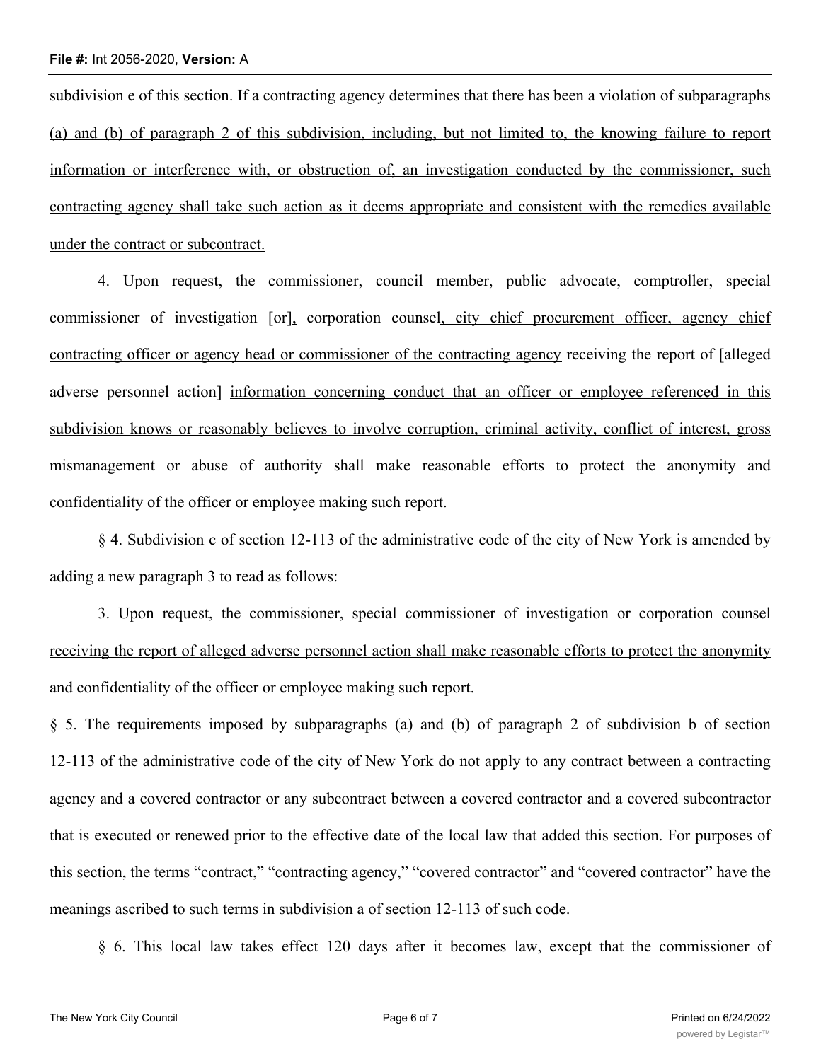subdivision e of this section. <u>If a contracting agency determines that there has been a violation of subparagraphs (a) and (b) of paragraph 2 of this subdivision, including, but not limited to, the knowing failure to report information or interference with, or obstruction of, an investigation conducted by the commissioner, such contracting agency shall take such action as it deems appropriate and consistent with the remedies available under the contract or subcontract.</u>

4. Upon request, the commissioner, council member, public advocate, comptroller, special commissioner of investigation [or]<u>,</u> corporation counsel<u>, city chief procurement officer, agency chief contracting officer or agency head or commissioner of the contracting agency</u> receiving the report of [alleged adverse personnel action] <u>information concerning conduct that an officer or employee referenced in this subdivision knows or reasonably believes to involve corruption, criminal activity, conflict of interest, gross mismanagement or abuse of authority</u> shall make reasonable efforts to protect the anonymity and confidentiality of the officer or employee making such report.

§ 4. Subdivision c of section 12-113 of the administrative code of the city of New York is amended by adding a new paragraph 3 to read as follows:

<u>3. Upon request, the commissioner, special commissioner of investigation or corporation counsel receiving the report of alleged adverse personnel action shall make reasonable efforts to protect the anonymity and confidentiality of the officer or employee making such report.</u>

§ 5. The requirements imposed by subparagraphs (a) and (b) of paragraph 2 of subdivision b of section 12-113 of the administrative code of the city of New York do not apply to any contract between a contracting agency and a covered contractor or any subcontract between a covered contractor and a covered subcontractor that is executed or renewed prior to the effective date of the local law that added this section. For purposes of this section, the terms "contract," "contracting agency," "covered contractor" and "covered contractor" have the meanings ascribed to such terms in subdivision a of section 12-113 of such code.

§ 6. This local law takes effect 120 days after it becomes law, except that the commissioner of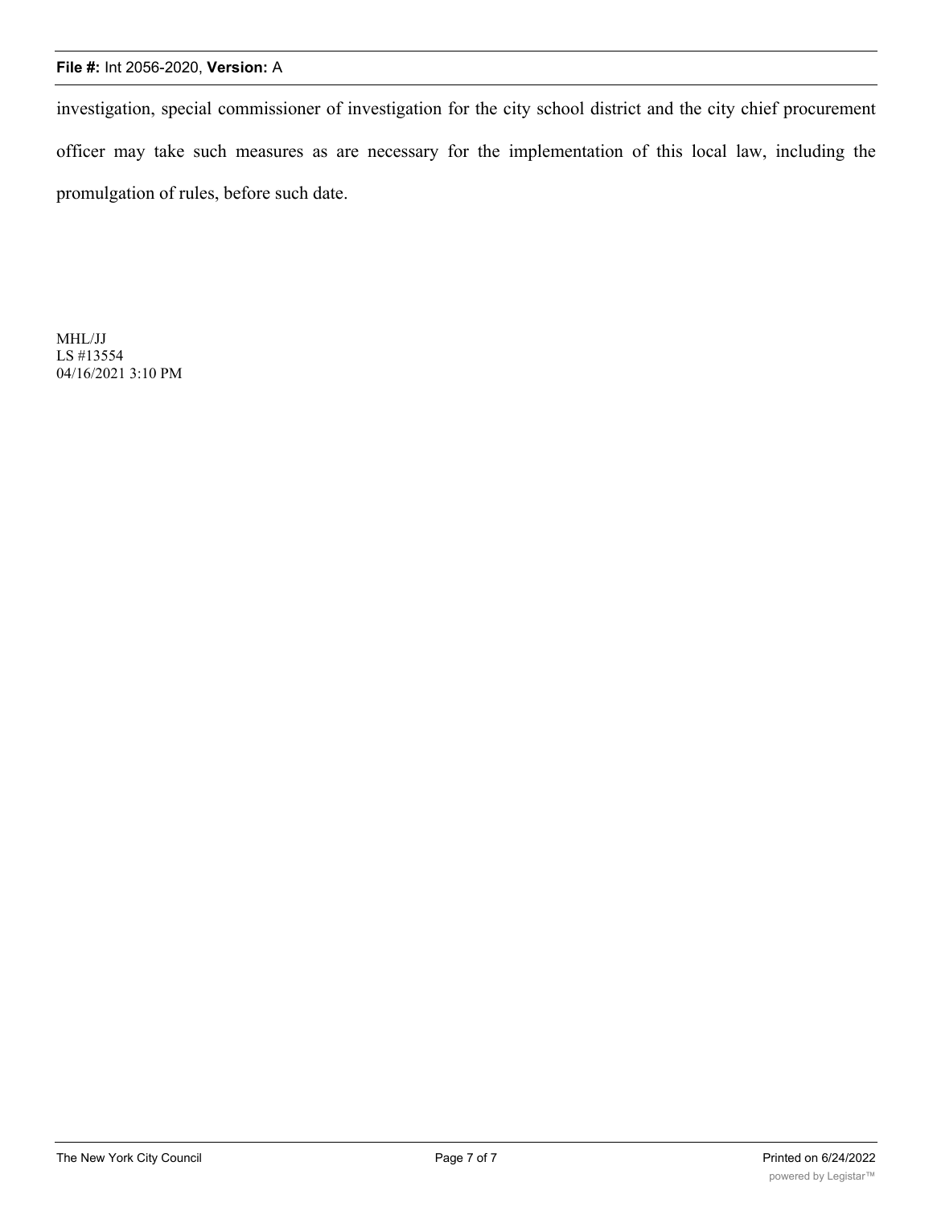investigation, special commissioner of investigation for the city school district and the city chief procurement officer may take such measures as are necessary for the implementation of this local law, including the promulgation of rules, before such date.

MHL/JJ
LS #13554
04/16/2021 3:10 PM